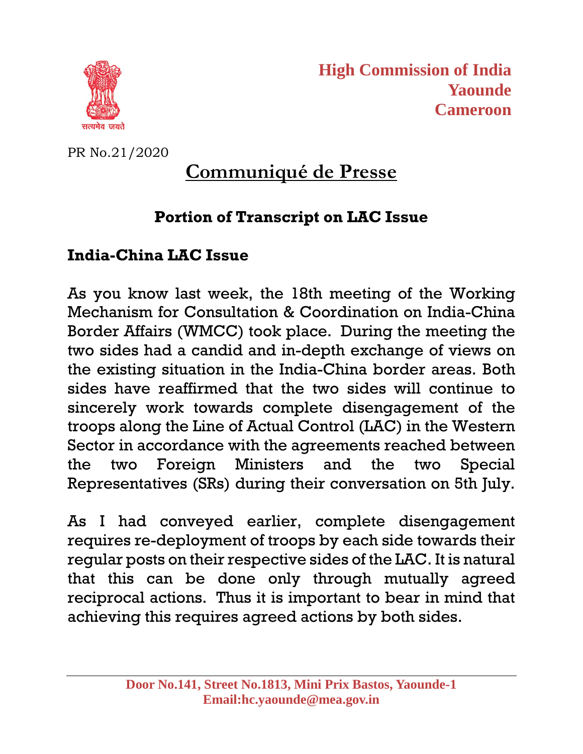**High Commission of India**
**Yaounde**
**Cameroon**

PR No.21/2020

# Communiqué de Presse

## Portion of Transcript on LAC Issue

### India-China LAC Issue

As you know last week, the 18th meeting of the Working Mechanism for Consultation & Coordination on India-China Border Affairs (WMCC) took place. During the meeting the two sides had a candid and in-depth exchange of views on the existing situation in the India-China border areas. Both sides have reaffirmed that the two sides will continue to sincerely work towards complete disengagement of the troops along the Line of Actual Control (LAC) in the Western Sector in accordance with the agreements reached between the two Foreign Ministers and the two Special Representatives (SRs) during their conversation on 5th July.

As I had conveyed earlier, complete disengagement requires re-deployment of troops by each side towards their regular posts on their respective sides of the LAC. It is natural that this can be done only through mutually agreed reciprocal actions. Thus it is important to bear in mind that achieving this requires agreed actions by both sides.

**Door No.141, Street No.1813, Mini Prix Bastos, Yaounde-1**
**Email:hc.yaounde@mea.gov.in**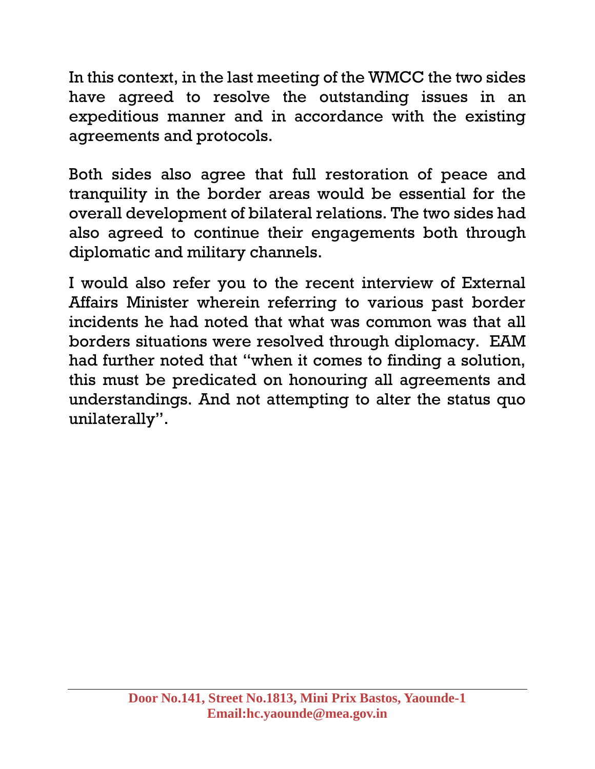In this context, in the last meeting of the WMCC the two sides have agreed to resolve the outstanding issues in an expeditious manner and in accordance with the existing agreements and protocols.

Both sides also agree that full restoration of peace and tranquility in the border areas would be essential for the overall development of bilateral relations. The two sides had also agreed to continue their engagements both through diplomatic and military channels.

I would also refer you to the recent interview of External Affairs Minister wherein referring to various past border incidents he had noted that what was common was that all borders situations were resolved through diplomacy. EAM had further noted that "when it comes to finding a solution, this must be predicated on honouring all agreements and understandings. And not attempting to alter the status quo unilaterally".